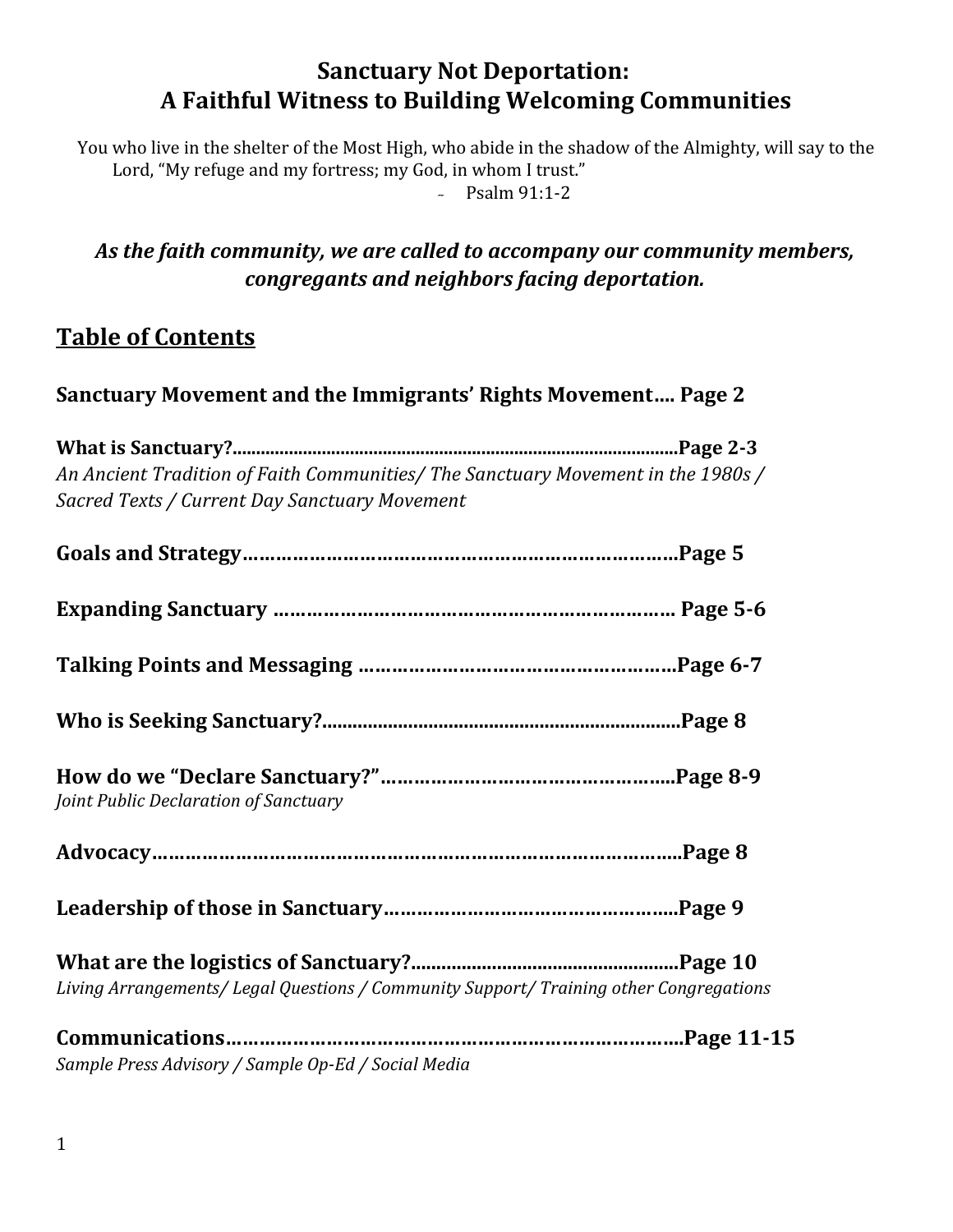# Sanctuary Not Deportation: A Faithful Witness to Building Welcoming Communities

You who live in the shelter of the Most High, who abide in the shadow of the Almighty, will say to the Lord, "My refuge and my fortress; my God, in whom I trust."

~ Psalm 91:1-2

***As the faith community, we are called to accompany our community members, congregants and neighbors facing deportation.***

## Table of Contents

**Sanctuary Movement and the Immigrants' Rights Movement…. Page 2**

**What is Sanctuary?..........................................................................................Page 2-3**
*An Ancient Tradition of Faith Communities/ The Sanctuary Movement in the 1980s / Sacred Texts / Current Day Sanctuary Movement*

**Goals and Strategy……………………………………………………………………Page 5**

**Expanding Sanctuary ……………………………………………………………. Page 5-6**

**Talking Points and Messaging …………………………………………………Page 6-7**

**Who is Seeking Sanctuary?.....................................................................Page 8**

**How do we "Declare Sanctuary?"……………………………………………..Page 8-9**
*Joint Public Declaration of Sanctuary*

**Advocacy……………………………………………………………………………………Page 8**

**Leadership of those in Sanctuary……………………………………………..Page 9**

**What are the logistics of Sanctuary?....................................................Page 10**
*Living Arrangements/ Legal Questions / Community Support/ Training other Congregations*

**Communications…………………………………………………………………………Page 11-15**
*Sample Press Advisory / Sample Op-Ed / Social Media*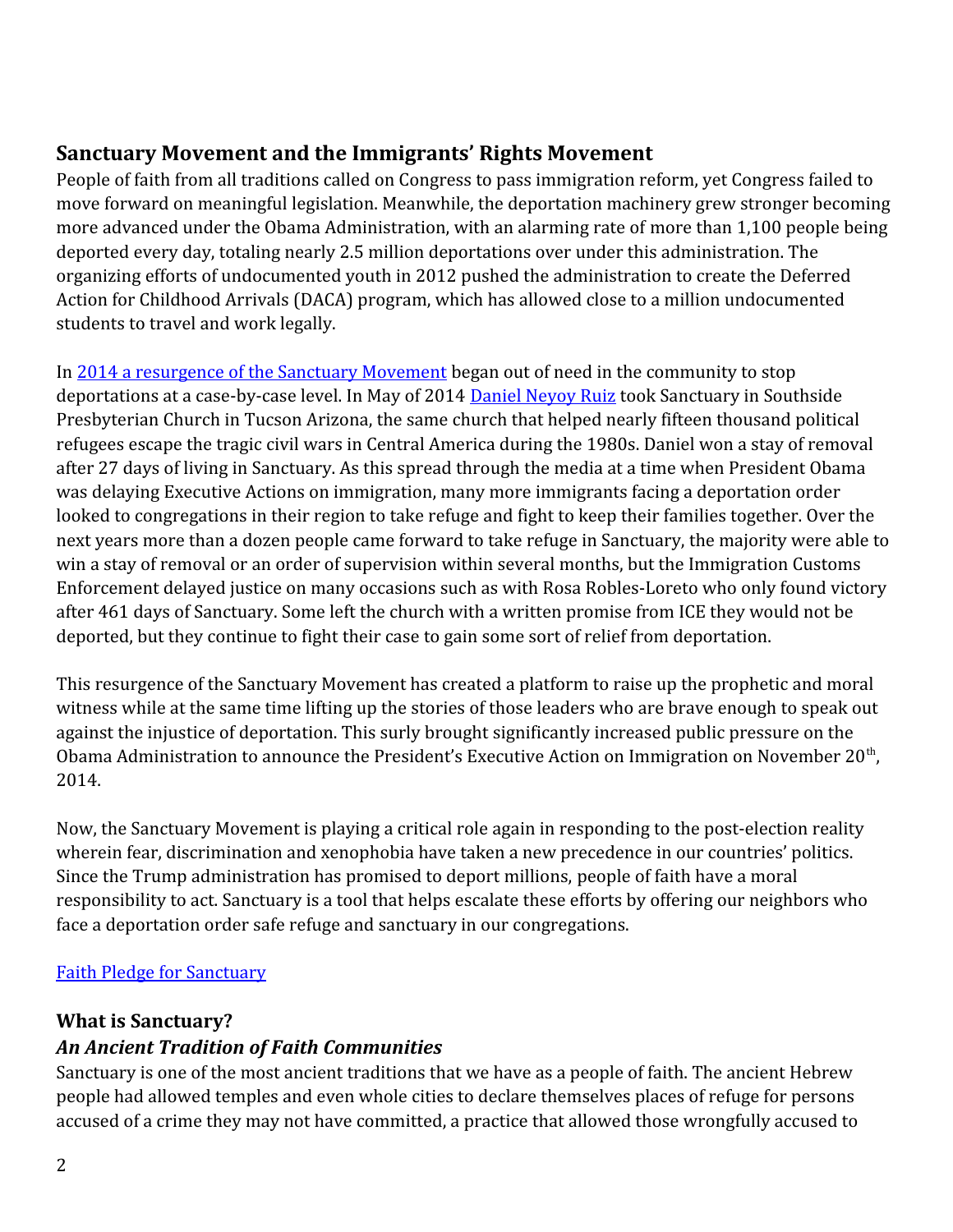## Sanctuary Movement and the Immigrants' Rights Movement

People of faith from all traditions called on Congress to pass immigration reform, yet Congress failed to move forward on meaningful legislation. Meanwhile, the deportation machinery grew stronger becoming more advanced under the Obama Administration, with an alarming rate of more than 1,100 people being deported every day, totaling nearly 2.5 million deportations over under this administration. The organizing efforts of undocumented youth in 2012 pushed the administration to create the Deferred Action for Childhood Arrivals (DACA) program, which has allowed close to a million undocumented students to travel and work legally.

In 2014 a resurgence of the Sanctuary Movement began out of need in the community to stop deportations at a case-by-case level. In May of 2014 Daniel Neyoy Ruiz took Sanctuary in Southside Presbyterian Church in Tucson Arizona, the same church that helped nearly fifteen thousand political refugees escape the tragic civil wars in Central America during the 1980s. Daniel won a stay of removal after 27 days of living in Sanctuary. As this spread through the media at a time when President Obama was delaying Executive Actions on immigration, many more immigrants facing a deportation order looked to congregations in their region to take refuge and fight to keep their families together. Over the next years more than a dozen people came forward to take refuge in Sanctuary, the majority were able to win a stay of removal or an order of supervision within several months, but the Immigration Customs Enforcement delayed justice on many occasions such as with Rosa Robles-Loreto who only found victory after 461 days of Sanctuary. Some left the church with a written promise from ICE they would not be deported, but they continue to fight their case to gain some sort of relief from deportation.

This resurgence of the Sanctuary Movement has created a platform to raise up the prophetic and moral witness while at the same time lifting up the stories of those leaders who are brave enough to speak out against the injustice of deportation. This surly brought significantly increased public pressure on the Obama Administration to announce the President's Executive Action on Immigration on November 20th, 2014.

Now, the Sanctuary Movement is playing a critical role again in responding to the post-election reality wherein fear, discrimination and xenophobia have taken a new precedence in our countries' politics. Since the Trump administration has promised to deport millions, people of faith have a moral responsibility to act. Sanctuary is a tool that helps escalate these efforts by offering our neighbors who face a deportation order safe refuge and sanctuary in our congregations.

Faith Pledge for Sanctuary

## What is Sanctuary?

### *An Ancient Tradition of Faith Communities*

Sanctuary is one of the most ancient traditions that we have as a people of faith. The ancient Hebrew people had allowed temples and even whole cities to declare themselves places of refuge for persons accused of a crime they may not have committed, a practice that allowed those wrongfully accused to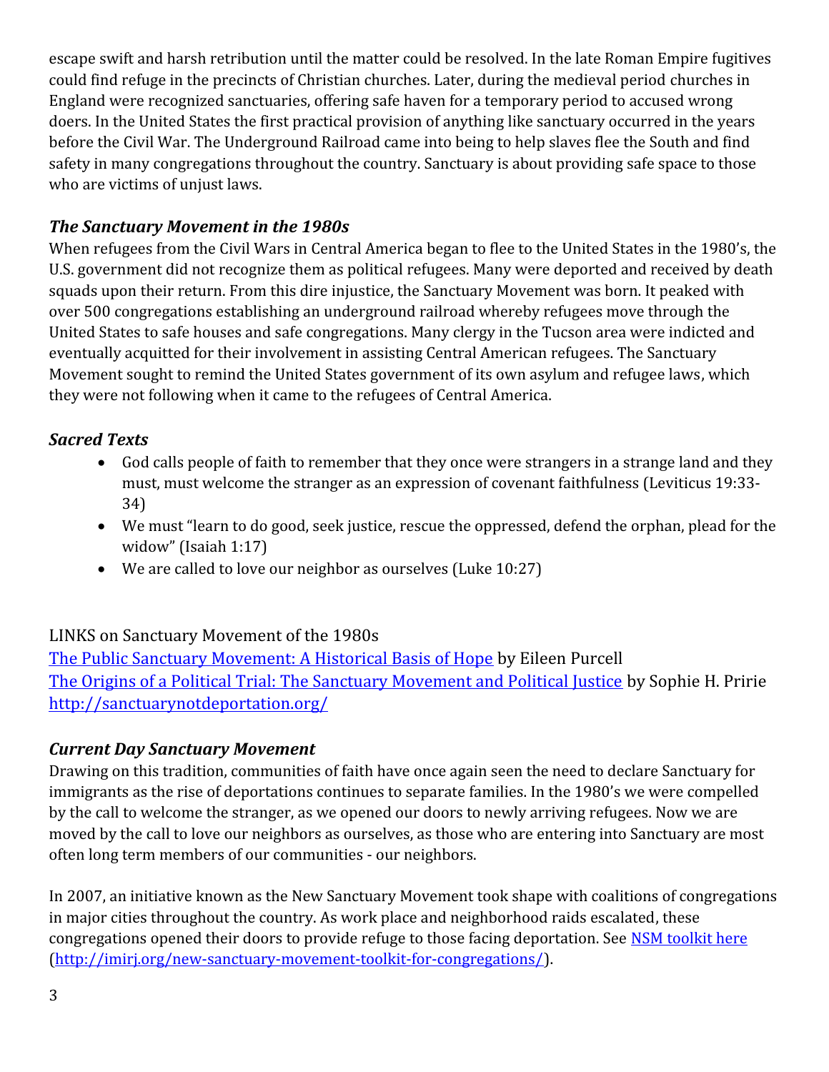escape swift and harsh retribution until the matter could be resolved. In the late Roman Empire fugitives could find refuge in the precincts of Christian churches. Later, during the medieval period churches in England were recognized sanctuaries, offering safe haven for a temporary period to accused wrong doers. In the United States the first practical provision of anything like sanctuary occurred in the years before the Civil War. The Underground Railroad came into being to help slaves flee the South and find safety in many congregations throughout the country. Sanctuary is about providing safe space to those who are victims of unjust laws.

### *The Sanctuary Movement in the 1980s*

When refugees from the Civil Wars in Central America began to flee to the United States in the 1980's, the U.S. government did not recognize them as political refugees. Many were deported and received by death squads upon their return. From this dire injustice, the Sanctuary Movement was born. It peaked with over 500 congregations establishing an underground railroad whereby refugees move through the United States to safe houses and safe congregations. Many clergy in the Tucson area were indicted and eventually acquitted for their involvement in assisting Central American refugees. The Sanctuary Movement sought to remind the United States government of its own asylum and refugee laws, which they were not following when it came to the refugees of Central America.

### *Sacred Texts*

- God calls people of faith to remember that they once were strangers in a strange land and they must, must welcome the stranger as an expression of covenant faithfulness (Leviticus 19:33-34)
- We must "learn to do good, seek justice, rescue the oppressed, defend the orphan, plead for the widow" (Isaiah 1:17)
- We are called to love our neighbor as ourselves (Luke 10:27)

LINKS on Sanctuary Movement of the 1980s

The Public Sanctuary Movement: A Historical Basis of Hope by Eileen Purcell
The Origins of a Political Trial: The Sanctuary Movement and Political Justice by Sophie H. Pririe
http://sanctuarynotdeportation.org/

### *Current Day Sanctuary Movement*

Drawing on this tradition, communities of faith have once again seen the need to declare Sanctuary for immigrants as the rise of deportations continues to separate families. In the 1980's we were compelled by the call to welcome the stranger, as we opened our doors to newly arriving refugees. Now we are moved by the call to love our neighbors as ourselves, as those who are entering into Sanctuary are most often long term members of our communities - our neighbors.

In 2007, an initiative known as the New Sanctuary Movement took shape with coalitions of congregations in major cities throughout the country. As work place and neighborhood raids escalated, these congregations opened their doors to provide refuge to those facing deportation. See NSM toolkit here (http://imirj.org/new-sanctuary-movement-toolkit-for-congregations/).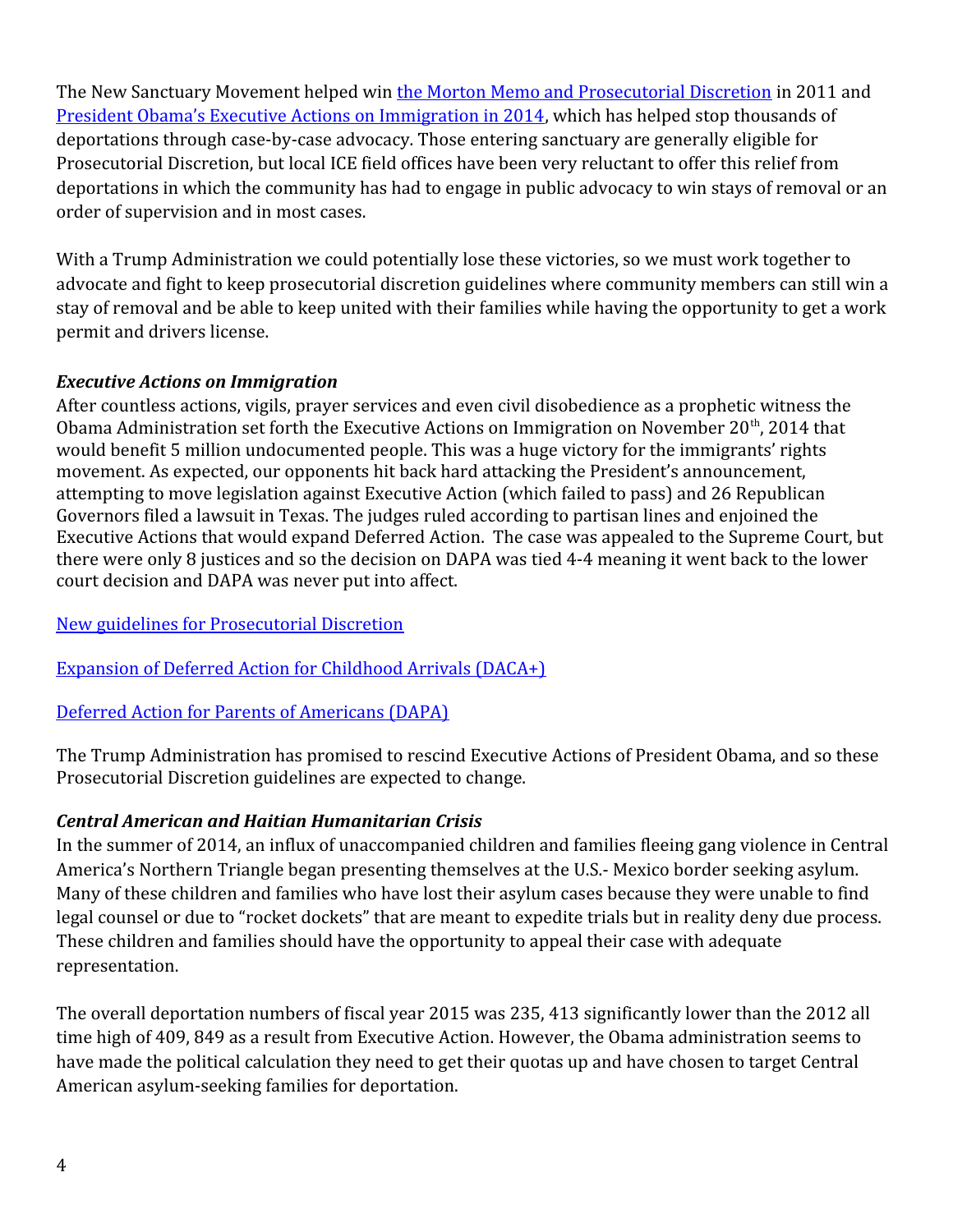The New Sanctuary Movement helped win [the Morton Memo and Prosecutorial Discretion](#) in 2011 and [President Obama's Executive Actions on Immigration in 2014](#), which has helped stop thousands of deportations through case-by-case advocacy. Those entering sanctuary are generally eligible for Prosecutorial Discretion, but local ICE field offices have been very reluctant to offer this relief from deportations in which the community has had to engage in public advocacy to win stays of removal or an order of supervision and in most cases.

With a Trump Administration we could potentially lose these victories, so we must work together to advocate and fight to keep prosecutorial discretion guidelines where community members can still win a stay of removal and be able to keep united with their families while having the opportunity to get a work permit and drivers license.

***Executive Actions on Immigration***

After countless actions, vigils, prayer services and even civil disobedience as a prophetic witness the Obama Administration set forth the Executive Actions on Immigration on November 20th, 2014 that would benefit 5 million undocumented people. This was a huge victory for the immigrants' rights movement. As expected, our opponents hit back hard attacking the President's announcement, attempting to move legislation against Executive Action (which failed to pass) and 26 Republican Governors filed a lawsuit in Texas. The judges ruled according to partisan lines and enjoined the Executive Actions that would expand Deferred Action. The case was appealed to the Supreme Court, but there were only 8 justices and so the decision on DAPA was tied 4-4 meaning it went back to the lower court decision and DAPA was never put into affect.

[New guidelines for Prosecutorial Discretion](#)

[Expansion of Deferred Action for Childhood Arrivals (DACA+)](#)

[Deferred Action for Parents of Americans (DAPA)](#)

The Trump Administration has promised to rescind Executive Actions of President Obama, and so these Prosecutorial Discretion guidelines are expected to change.

***Central American and Haitian Humanitarian Crisis***

In the summer of 2014, an influx of unaccompanied children and families fleeing gang violence in Central America's Northern Triangle began presenting themselves at the U.S.- Mexico border seeking asylum. Many of these children and families who have lost their asylum cases because they were unable to find legal counsel or due to "rocket dockets" that are meant to expedite trials but in reality deny due process. These children and families should have the opportunity to appeal their case with adequate representation.

The overall deportation numbers of fiscal year 2015 was 235, 413 significantly lower than the 2012 all time high of 409, 849 as a result from Executive Action. However, the Obama administration seems to have made the political calculation they need to get their quotas up and have chosen to target Central American asylum-seeking families for deportation.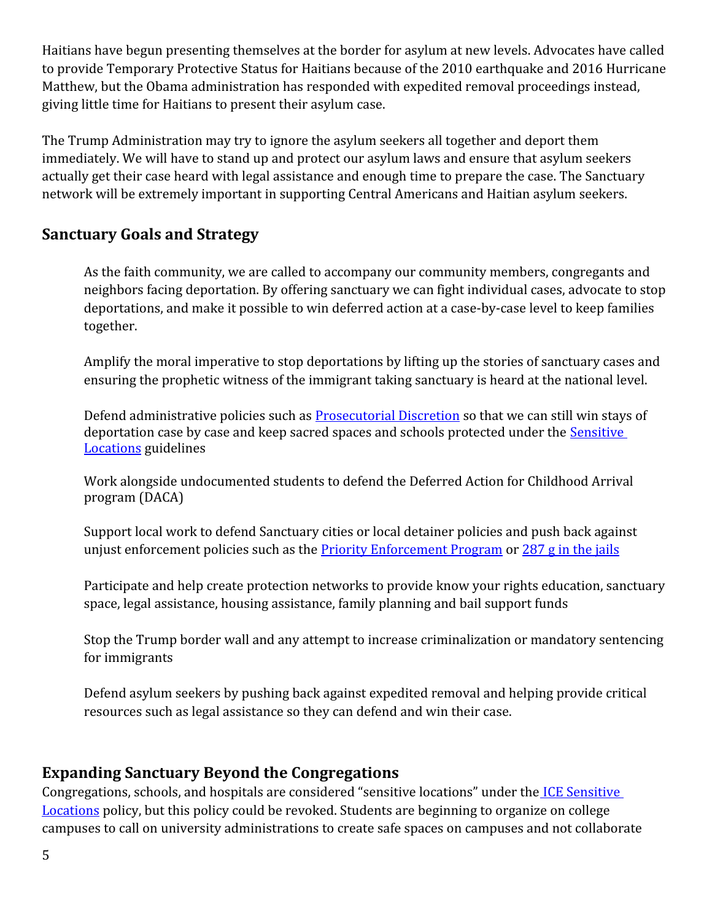Haitians have begun presenting themselves at the border for asylum at new levels. Advocates have called to provide Temporary Protective Status for Haitians because of the 2010 earthquake and 2016 Hurricane Matthew, but the Obama administration has responded with expedited removal proceedings instead, giving little time for Haitians to present their asylum case.

The Trump Administration may try to ignore the asylum seekers all together and deport them immediately. We will have to stand up and protect our asylum laws and ensure that asylum seekers actually get their case heard with legal assistance and enough time to prepare the case. The Sanctuary network will be extremely important in supporting Central Americans and Haitian asylum seekers.

## Sanctuary Goals and Strategy

As the faith community, we are called to accompany our community members, congregants and neighbors facing deportation. By offering sanctuary we can fight individual cases, advocate to stop deportations, and make it possible to win deferred action at a case-by-case level to keep families together.

Amplify the moral imperative to stop deportations by lifting up the stories of sanctuary cases and ensuring the prophetic witness of the immigrant taking sanctuary is heard at the national level.

Defend administrative policies such as [Prosecutorial Discretion] so that we can still win stays of deportation case by case and keep sacred spaces and schools protected under the [Sensitive Locations] guidelines

Work alongside undocumented students to defend the Deferred Action for Childhood Arrival program (DACA)

Support local work to defend Sanctuary cities or local detainer policies and push back against unjust enforcement policies such as the [Priority Enforcement Program] or [287 g in the jails]

Participate and help create protection networks to provide know your rights education, sanctuary space, legal assistance, housing assistance, family planning and bail support funds

Stop the Trump border wall and any attempt to increase criminalization or mandatory sentencing for immigrants

Defend asylum seekers by pushing back against expedited removal and helping provide critical resources such as legal assistance so they can defend and win their case.

## Expanding Sanctuary Beyond the Congregations

Congregations, schools, and hospitals are considered "sensitive locations" under the [ICE Sensitive Locations] policy, but this policy could be revoked. Students are beginning to organize on college campuses to call on university administrations to create safe spaces on campuses and not collaborate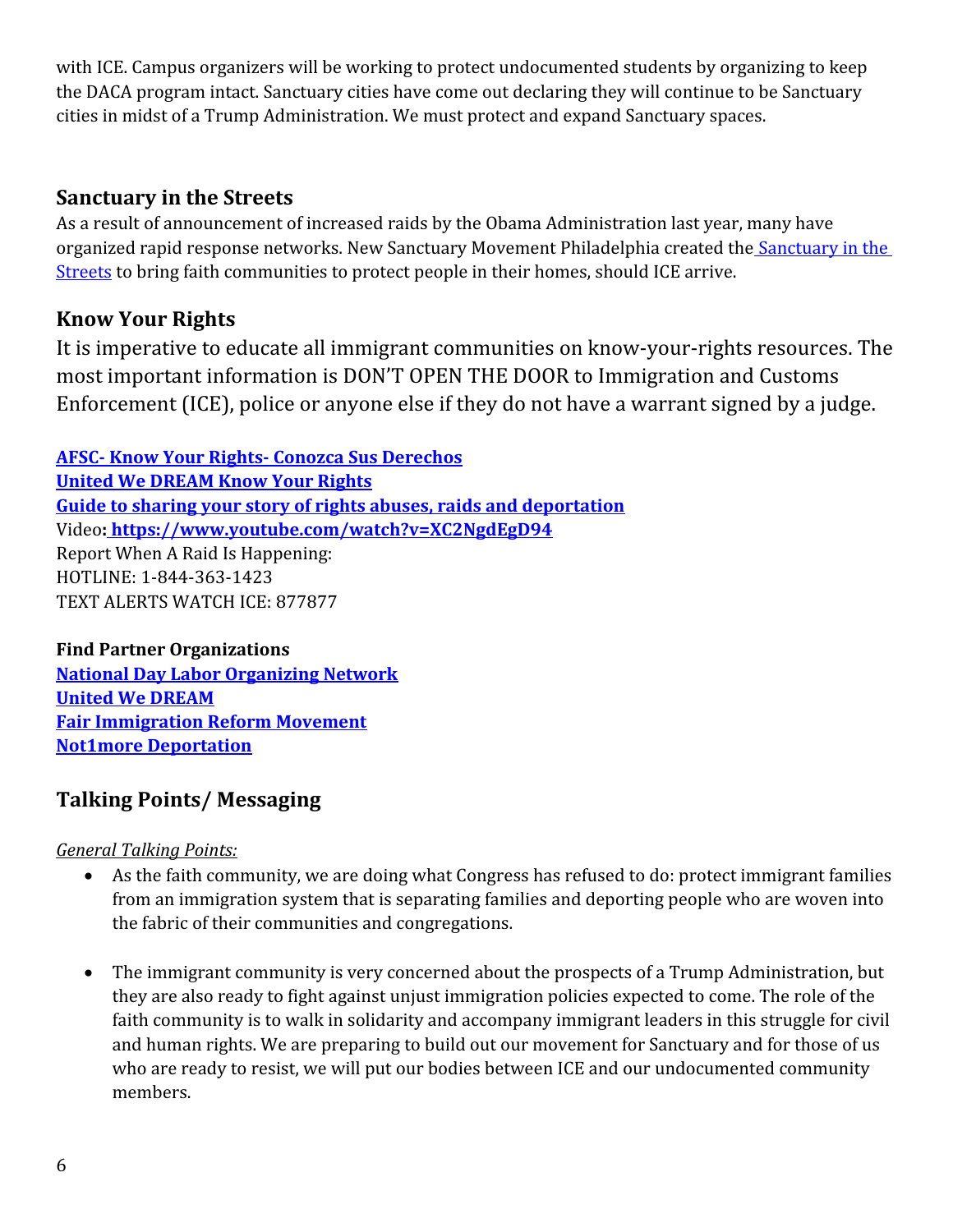with ICE. Campus organizers will be working to protect undocumented students by organizing to keep the DACA program intact. Sanctuary cities have come out declaring they will continue to be Sanctuary cities in midst of a Trump Administration. We must protect and expand Sanctuary spaces.

## Sanctuary in the Streets

As a result of announcement of increased raids by the Obama Administration last year, many have organized rapid response networks. New Sanctuary Movement Philadelphia created the Sanctuary in the Streets to bring faith communities to protect people in their homes, should ICE arrive.

## Know Your Rights

It is imperative to educate all immigrant communities on know-your-rights resources. The most important information is DON'T OPEN THE DOOR to Immigration and Customs Enforcement (ICE), police or anyone else if they do not have a warrant signed by a judge.

**AFSC- Know Your Rights- Conozca Sus Derechos**
**United We DREAM Know Your Rights**
**Guide to sharing your story of rights abuses, raids and deportation**
Video**: https://www.youtube.com/watch?v=XC2NgdEgD94**
Report When A Raid Is Happening:
HOTLINE: 1-844-363-1423
TEXT ALERTS WATCH ICE: 877877

**Find Partner Organizations**
**National Day Labor Organizing Network**
**United We DREAM**
**Fair Immigration Reform Movement**
**Not1more Deportation**

## Talking Points/ Messaging

*General Talking Points:*

- As the faith community, we are doing what Congress has refused to do: protect immigrant families from an immigration system that is separating families and deporting people who are woven into the fabric of their communities and congregations.

- The immigrant community is very concerned about the prospects of a Trump Administration, but they are also ready to fight against unjust immigration policies expected to come. The role of the faith community is to walk in solidarity and accompany immigrant leaders in this struggle for civil and human rights. We are preparing to build out our movement for Sanctuary and for those of us who are ready to resist, we will put our bodies between ICE and our undocumented community members.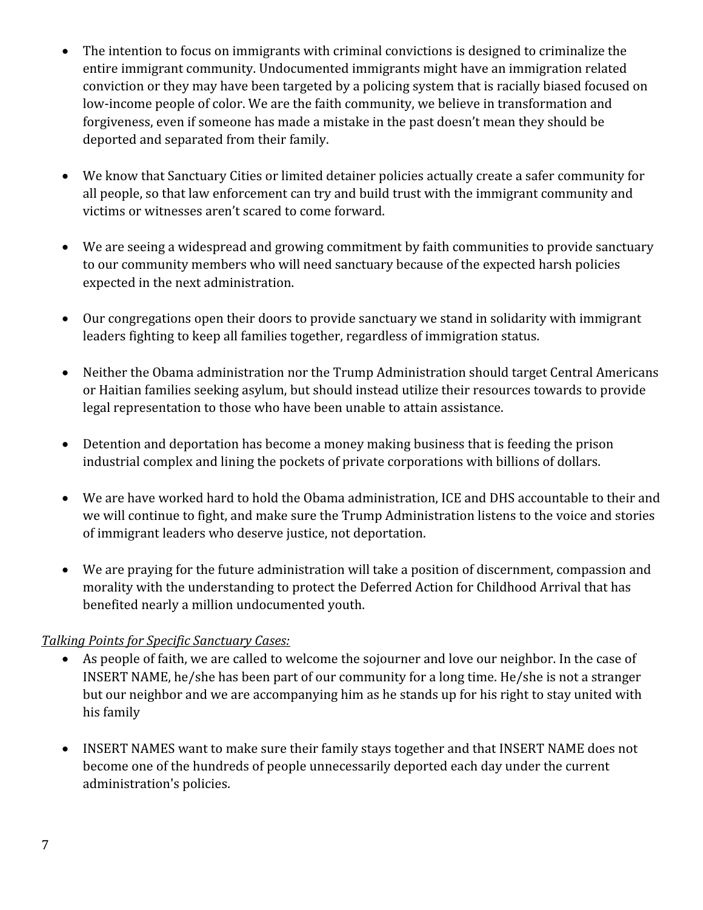- The intention to focus on immigrants with criminal convictions is designed to criminalize the entire immigrant community. Undocumented immigrants might have an immigration related conviction or they may have been targeted by a policing system that is racially biased focused on low-income people of color. We are the faith community, we believe in transformation and forgiveness, even if someone has made a mistake in the past doesn't mean they should be deported and separated from their family.

- We know that Sanctuary Cities or limited detainer policies actually create a safer community for all people, so that law enforcement can try and build trust with the immigrant community and victims or witnesses aren't scared to come forward.

- We are seeing a widespread and growing commitment by faith communities to provide sanctuary to our community members who will need sanctuary because of the expected harsh policies expected in the next administration.

- Our congregations open their doors to provide sanctuary we stand in solidarity with immigrant leaders fighting to keep all families together, regardless of immigration status.

- Neither the Obama administration nor the Trump Administration should target Central Americans or Haitian families seeking asylum, but should instead utilize their resources towards to provide legal representation to those who have been unable to attain assistance.

- Detention and deportation has become a money making business that is feeding the prison industrial complex and lining the pockets of private corporations with billions of dollars.

- We are have worked hard to hold the Obama administration, ICE and DHS accountable to their and we will continue to fight, and make sure the Trump Administration listens to the voice and stories of immigrant leaders who deserve justice, not deportation.

- We are praying for the future administration will take a position of discernment, compassion and morality with the understanding to protect the Deferred Action for Childhood Arrival that has benefited nearly a million undocumented youth.

*Talking Points for Specific Sanctuary Cases:*

- As people of faith, we are called to welcome the sojourner and love our neighbor. In the case of INSERT NAME, he/she has been part of our community for a long time. He/she is not a stranger but our neighbor and we are accompanying him as he stands up for his right to stay united with his family

- INSERT NAMES want to make sure their family stays together and that INSERT NAME does not become one of the hundreds of people unnecessarily deported each day under the current administration's policies.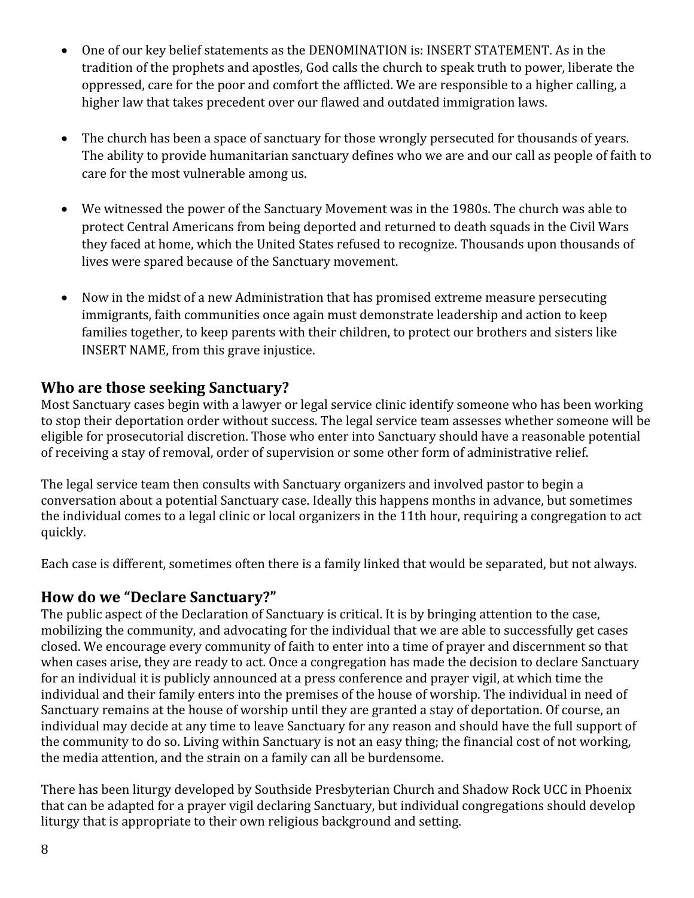- One of our key belief statements as the DENOMINATION is: INSERT STATEMENT. As in the tradition of the prophets and apostles, God calls the church to speak truth to power, liberate the oppressed, care for the poor and comfort the afflicted. We are responsible to a higher calling, a higher law that takes precedent over our flawed and outdated immigration laws.

- The church has been a space of sanctuary for those wrongly persecuted for thousands of years. The ability to provide humanitarian sanctuary defines who we are and our call as people of faith to care for the most vulnerable among us.

- We witnessed the power of the Sanctuary Movement was in the 1980s. The church was able to protect Central Americans from being deported and returned to death squads in the Civil Wars they faced at home, which the United States refused to recognize. Thousands upon thousands of lives were spared because of the Sanctuary movement.

- Now in the midst of a new Administration that has promised extreme measure persecuting immigrants, faith communities once again must demonstrate leadership and action to keep families together, to keep parents with their children, to protect our brothers and sisters like INSERT NAME, from this grave injustice.

## Who are those seeking Sanctuary?

Most Sanctuary cases begin with a lawyer or legal service clinic identify someone who has been working to stop their deportation order without success. The legal service team assesses whether someone will be eligible for prosecutorial discretion. Those who enter into Sanctuary should have a reasonable potential of receiving a stay of removal, order of supervision or some other form of administrative relief.

The legal service team then consults with Sanctuary organizers and involved pastor to begin a conversation about a potential Sanctuary case. Ideally this happens months in advance, but sometimes the individual comes to a legal clinic or local organizers in the 11th hour, requiring a congregation to act quickly.

Each case is different, sometimes often there is a family linked that would be separated, but not always.

## How do we "Declare Sanctuary?"

The public aspect of the Declaration of Sanctuary is critical. It is by bringing attention to the case, mobilizing the community, and advocating for the individual that we are able to successfully get cases closed. We encourage every community of faith to enter into a time of prayer and discernment so that when cases arise, they are ready to act. Once a congregation has made the decision to declare Sanctuary for an individual it is publicly announced at a press conference and prayer vigil, at which time the individual and their family enters into the premises of the house of worship. The individual in need of Sanctuary remains at the house of worship until they are granted a stay of deportation. Of course, an individual may decide at any time to leave Sanctuary for any reason and should have the full support of the community to do so. Living within Sanctuary is not an easy thing; the financial cost of not working, the media attention, and the strain on a family can all be burdensome.

There has been liturgy developed by Southside Presbyterian Church and Shadow Rock UCC in Phoenix that can be adapted for a prayer vigil declaring Sanctuary, but individual congregations should develop liturgy that is appropriate to their own religious background and setting.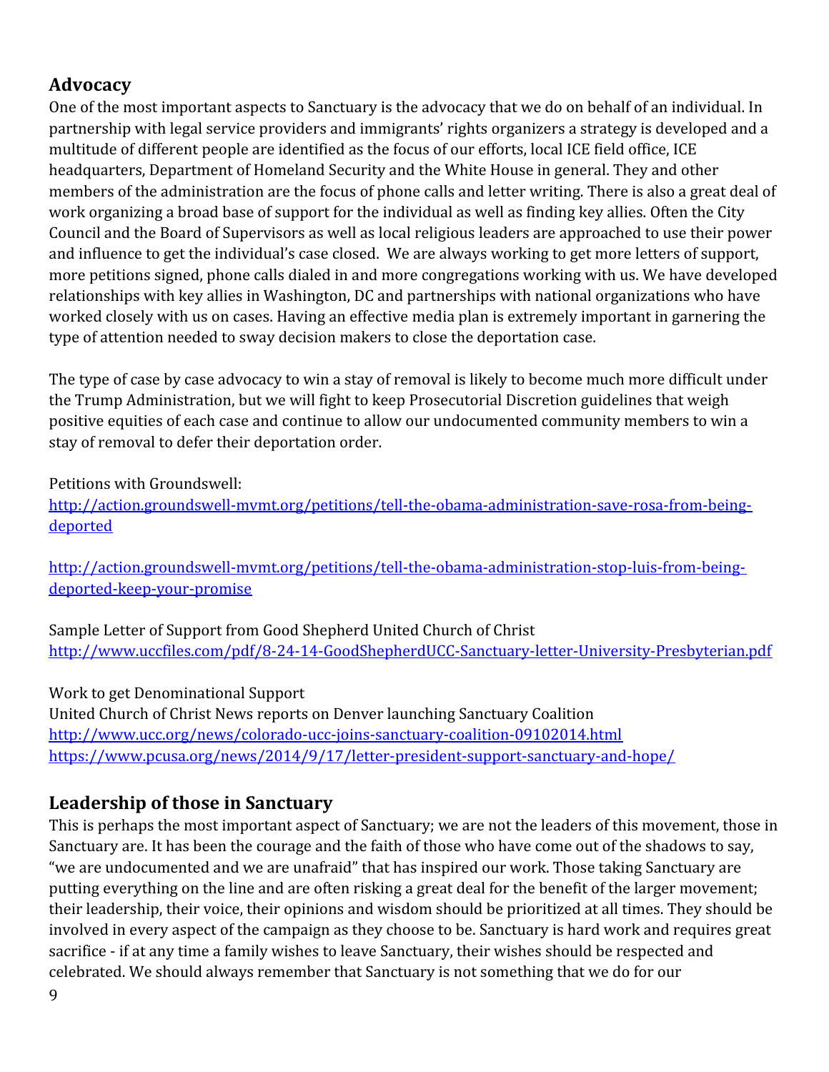## Advocacy

One of the most important aspects to Sanctuary is the advocacy that we do on behalf of an individual. In partnership with legal service providers and immigrants' rights organizers a strategy is developed and a multitude of different people are identified as the focus of our efforts, local ICE field office, ICE headquarters, Department of Homeland Security and the White House in general. They and other members of the administration are the focus of phone calls and letter writing. There is also a great deal of work organizing a broad base of support for the individual as well as finding key allies. Often the City Council and the Board of Supervisors as well as local religious leaders are approached to use their power and influence to get the individual's case closed. We are always working to get more letters of support, more petitions signed, phone calls dialed in and more congregations working with us. We have developed relationships with key allies in Washington, DC and partnerships with national organizations who have worked closely with us on cases. Having an effective media plan is extremely important in garnering the type of attention needed to sway decision makers to close the deportation case.

The type of case by case advocacy to win a stay of removal is likely to become much more difficult under the Trump Administration, but we will fight to keep Prosecutorial Discretion guidelines that weigh positive equities of each case and continue to allow our undocumented community members to win a stay of removal to defer their deportation order.

Petitions with Groundswell:
http://action.groundswell-mvmt.org/petitions/tell-the-obama-administration-save-rosa-from-being-deported

http://action.groundswell-mvmt.org/petitions/tell-the-obama-administration-stop-luis-from-being-deported-keep-your-promise

Sample Letter of Support from Good Shepherd United Church of Christ
http://www.uccfiles.com/pdf/8-24-14-GoodShepherdUCC-Sanctuary-letter-University-Presbyterian.pdf

Work to get Denominational Support
United Church of Christ News reports on Denver launching Sanctuary Coalition
http://www.ucc.org/news/colorado-ucc-joins-sanctuary-coalition-09102014.html
https://www.pcusa.org/news/2014/9/17/letter-president-support-sanctuary-and-hope/

## Leadership of those in Sanctuary

This is perhaps the most important aspect of Sanctuary; we are not the leaders of this movement, those in Sanctuary are. It has been the courage and the faith of those who have come out of the shadows to say, "we are undocumented and we are unafraid" that has inspired our work. Those taking Sanctuary are putting everything on the line and are often risking a great deal for the benefit of the larger movement; their leadership, their voice, their opinions and wisdom should be prioritized at all times. They should be involved in every aspect of the campaign as they choose to be. Sanctuary is hard work and requires great sacrifice - if at any time a family wishes to leave Sanctuary, their wishes should be respected and celebrated. We should always remember that Sanctuary is not something that we do for our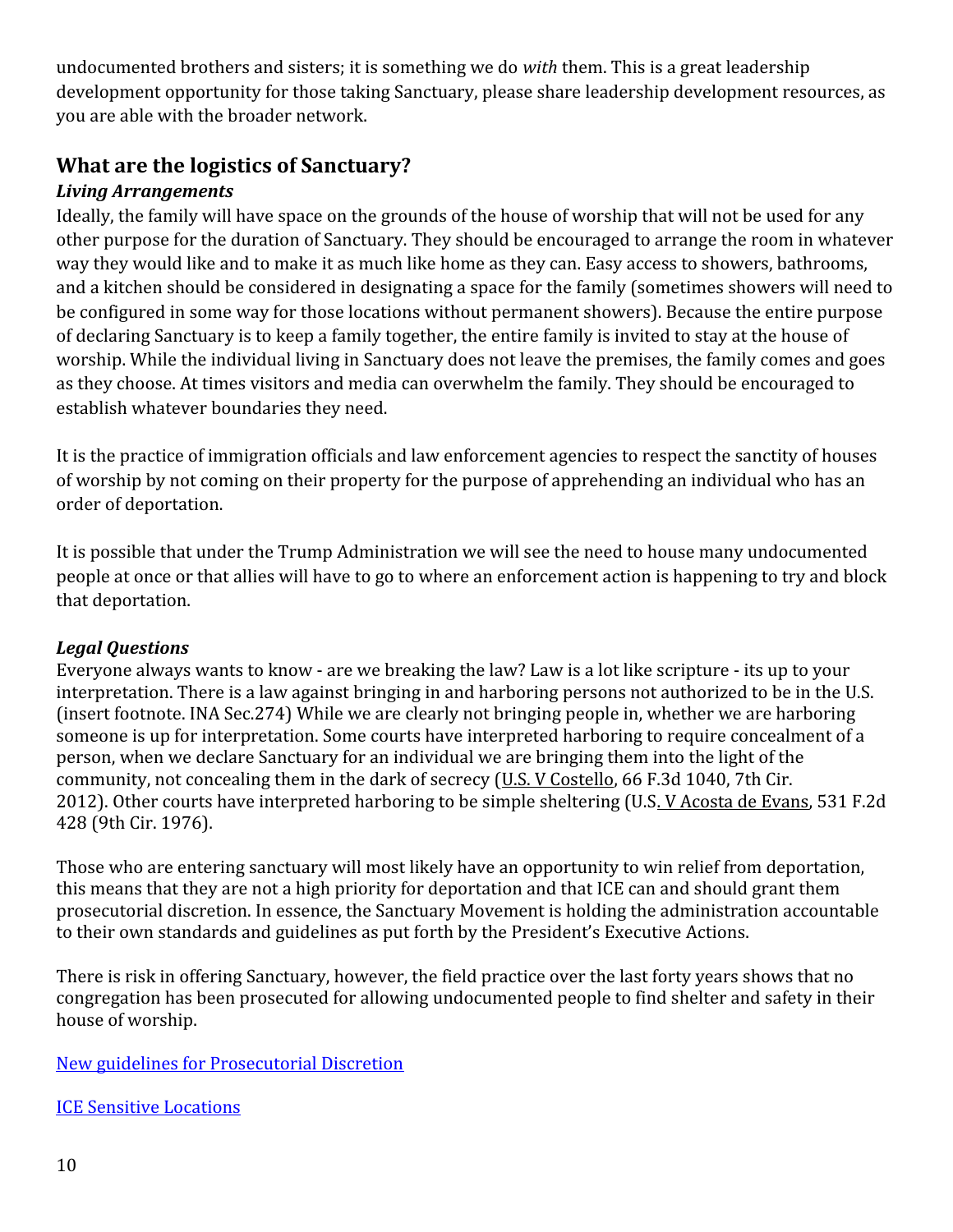undocumented brothers and sisters; it is something we do *with* them. This is a great leadership development opportunity for those taking Sanctuary, please share leadership development resources, as you are able with the broader network.

## What are the logistics of Sanctuary?

### *Living Arrangements*

Ideally, the family will have space on the grounds of the house of worship that will not be used for any other purpose for the duration of Sanctuary. They should be encouraged to arrange the room in whatever way they would like and to make it as much like home as they can. Easy access to showers, bathrooms, and a kitchen should be considered in designating a space for the family (sometimes showers will need to be configured in some way for those locations without permanent showers). Because the entire purpose of declaring Sanctuary is to keep a family together, the entire family is invited to stay at the house of worship. While the individual living in Sanctuary does not leave the premises, the family comes and goes as they choose. At times visitors and media can overwhelm the family. They should be encouraged to establish whatever boundaries they need.

It is the practice of immigration officials and law enforcement agencies to respect the sanctity of houses of worship by not coming on their property for the purpose of apprehending an individual who has an order of deportation.

It is possible that under the Trump Administration we will see the need to house many undocumented people at once or that allies will have to go to where an enforcement action is happening to try and block that deportation.

### *Legal Questions*

Everyone always wants to know - are we breaking the law? Law is a lot like scripture - its up to your interpretation. There is a law against bringing in and harboring persons not authorized to be in the U.S. (insert footnote. INA Sec.274) While we are clearly not bringing people in, whether we are harboring someone is up for interpretation. Some courts have interpreted harboring to require concealment of a person, when we declare Sanctuary for an individual we are bringing them into the light of the community, not concealing them in the dark of secrecy (U.S. V Costello, 66 F.3d 1040, 7th Cir. 2012). Other courts have interpreted harboring to be simple sheltering (U.S. V Acosta de Evans, 531 F.2d 428 (9th Cir. 1976).

Those who are entering sanctuary will most likely have an opportunity to win relief from deportation, this means that they are not a high priority for deportation and that ICE can and should grant them prosecutorial discretion. In essence, the Sanctuary Movement is holding the administration accountable to their own standards and guidelines as put forth by the President's Executive Actions.

There is risk in offering Sanctuary, however, the field practice over the last forty years shows that no congregation has been prosecuted for allowing undocumented people to find shelter and safety in their house of worship.

New guidelines for Prosecutorial Discretion

ICE Sensitive Locations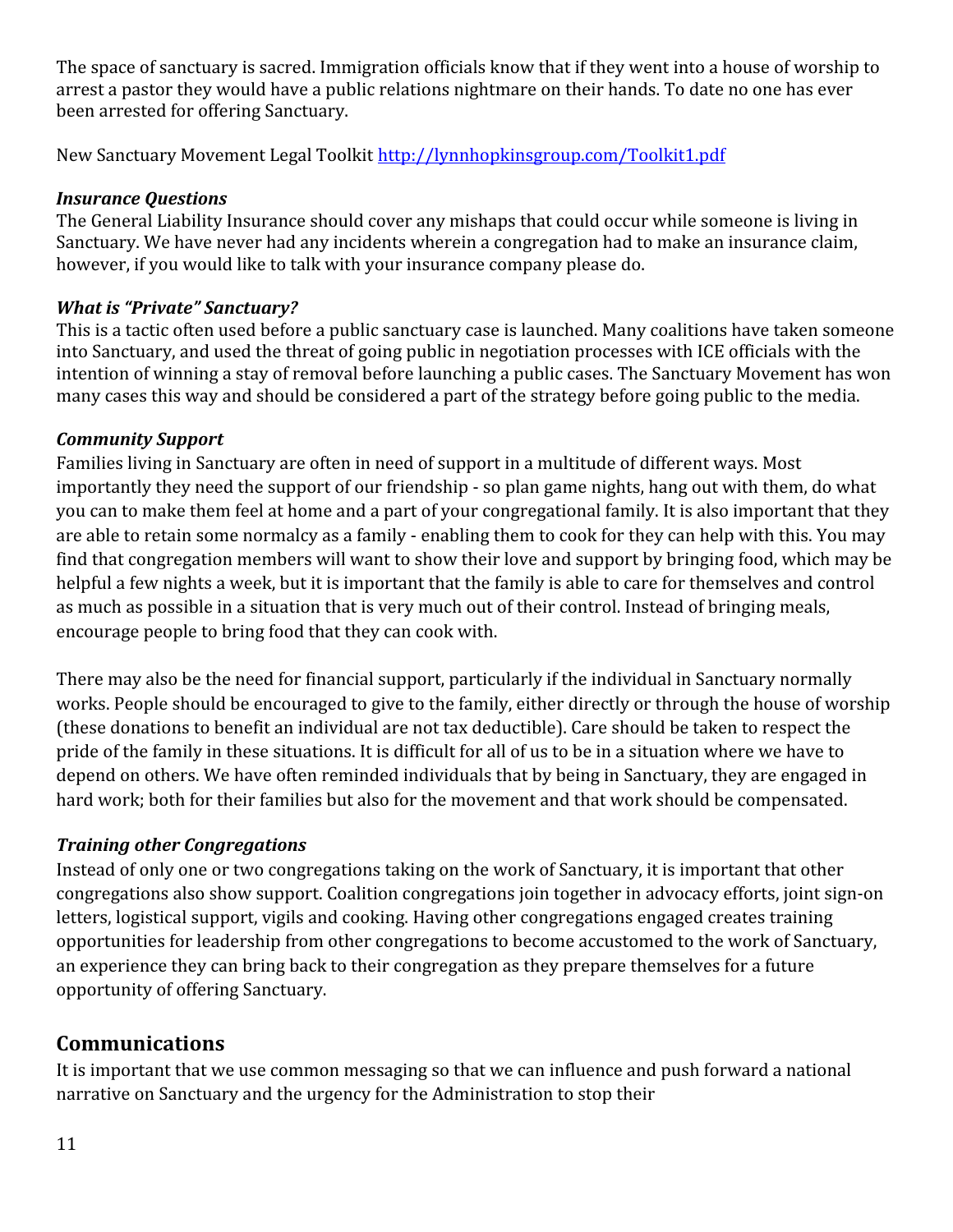The space of sanctuary is sacred. Immigration officials know that if they went into a house of worship to arrest a pastor they would have a public relations nightmare on their hands. To date no one has ever been arrested for offering Sanctuary.

New Sanctuary Movement Legal Toolkit http://lynnhopkinsgroup.com/Toolkit1.pdf

***Insurance Questions***
The General Liability Insurance should cover any mishaps that could occur while someone is living in Sanctuary. We have never had any incidents wherein a congregation had to make an insurance claim, however, if you would like to talk with your insurance company please do.

***What is "Private" Sanctuary?***
This is a tactic often used before a public sanctuary case is launched. Many coalitions have taken someone into Sanctuary, and used the threat of going public in negotiation processes with ICE officials with the intention of winning a stay of removal before launching a public cases. The Sanctuary Movement has won many cases this way and should be considered a part of the strategy before going public to the media.

***Community Support***
Families living in Sanctuary are often in need of support in a multitude of different ways. Most importantly they need the support of our friendship - so plan game nights, hang out with them, do what you can to make them feel at home and a part of your congregational family. It is also important that they are able to retain some normalcy as a family - enabling them to cook for they can help with this. You may find that congregation members will want to show their love and support by bringing food, which may be helpful a few nights a week, but it is important that the family is able to care for themselves and control as much as possible in a situation that is very much out of their control. Instead of bringing meals, encourage people to bring food that they can cook with.

There may also be the need for financial support, particularly if the individual in Sanctuary normally works. People should be encouraged to give to the family, either directly or through the house of worship (these donations to benefit an individual are not tax deductible). Care should be taken to respect the pride of the family in these situations. It is difficult for all of us to be in a situation where we have to depend on others. We have often reminded individuals that by being in Sanctuary, they are engaged in hard work; both for their families but also for the movement and that work should be compensated.

***Training other Congregations***
Instead of only one or two congregations taking on the work of Sanctuary, it is important that other congregations also show support. Coalition congregations join together in advocacy efforts, joint sign-on letters, logistical support, vigils and cooking. Having other congregations engaged creates training opportunities for leadership from other congregations to become accustomed to the work of Sanctuary, an experience they can bring back to their congregation as they prepare themselves for a future opportunity of offering Sanctuary.

## Communications

It is important that we use common messaging so that we can influence and push forward a national narrative on Sanctuary and the urgency for the Administration to stop their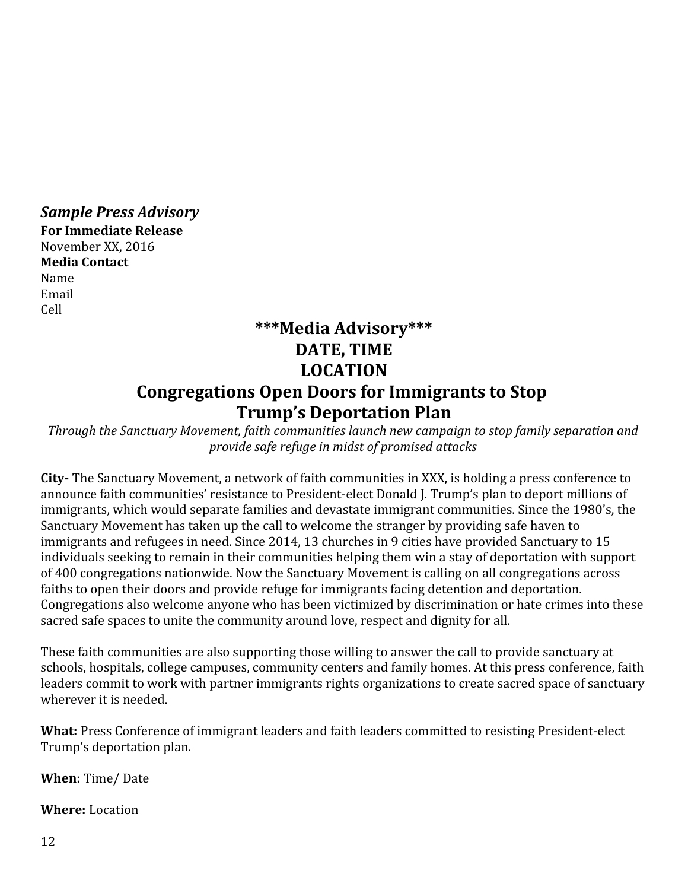***Sample Press Advisory***

**For Immediate Release**

November XX, 2016

**Media Contact**

Name

Email

Cell

## ***Media Advisory***
## DATE, TIME
## LOCATION
## Congregations Open Doors for Immigrants to Stop Trump's Deportation Plan

*Through the Sanctuary Movement, faith communities launch new campaign to stop family separation and provide safe refuge in midst of promised attacks*

**City-** The Sanctuary Movement, a network of faith communities in XXX, is holding a press conference to announce faith communities' resistance to President-elect Donald J. Trump's plan to deport millions of immigrants, which would separate families and devastate immigrant communities. Since the 1980's, the Sanctuary Movement has taken up the call to welcome the stranger by providing safe haven to immigrants and refugees in need. Since 2014, 13 churches in 9 cities have provided Sanctuary to 15 individuals seeking to remain in their communities helping them win a stay of deportation with support of 400 congregations nationwide. Now the Sanctuary Movement is calling on all congregations across faiths to open their doors and provide refuge for immigrants facing detention and deportation. Congregations also welcome anyone who has been victimized by discrimination or hate crimes into these sacred safe spaces to unite the community around love, respect and dignity for all.

These faith communities are also supporting those willing to answer the call to provide sanctuary at schools, hospitals, college campuses, community centers and family homes. At this press conference, faith leaders commit to work with partner immigrants rights organizations to create sacred space of sanctuary wherever it is needed.

**What:** Press Conference of immigrant leaders and faith leaders committed to resisting President-elect Trump's deportation plan.

**When:** Time/ Date

**Where:** Location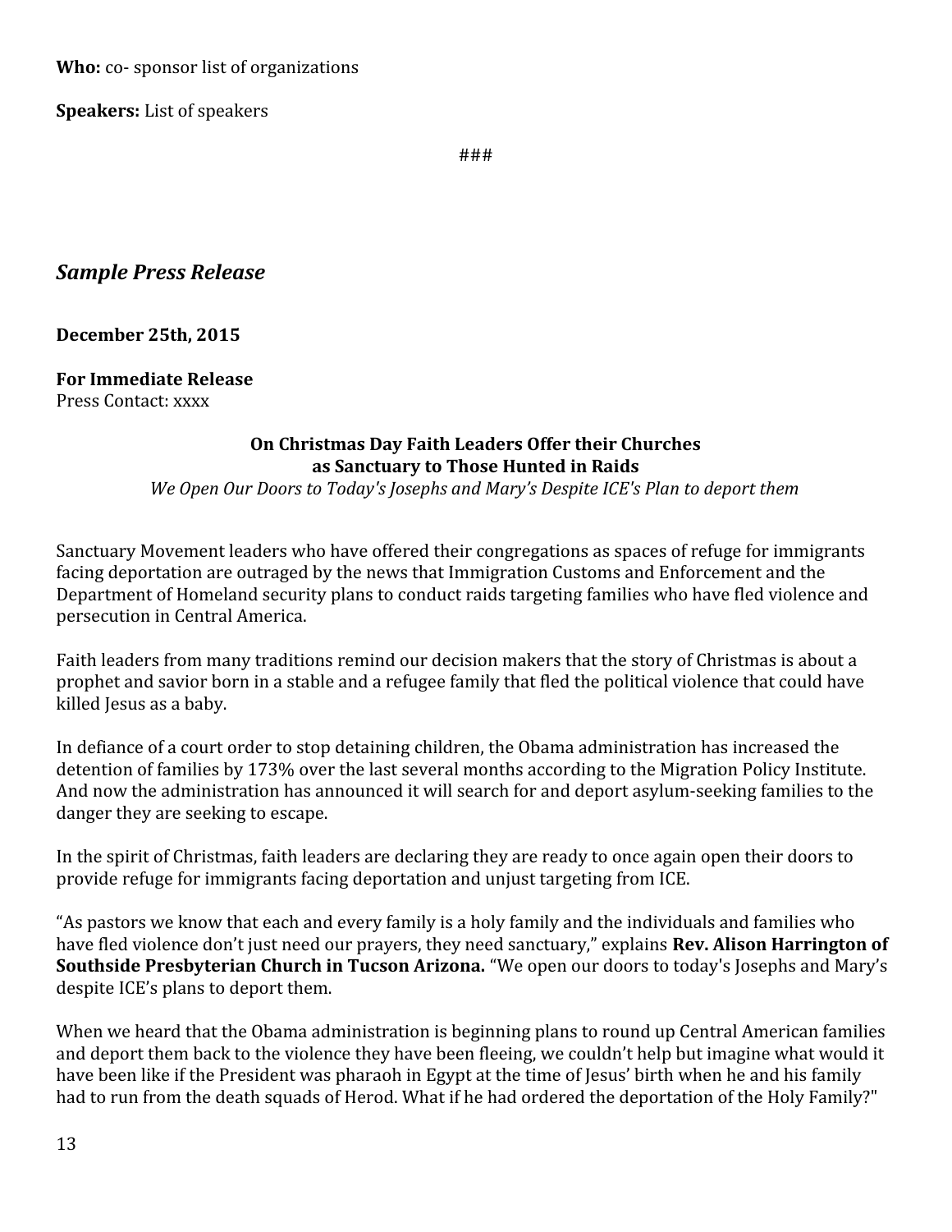**Who:** co- sponsor list of organizations

**Speakers:** List of speakers

###

## *Sample Press Release*

**December 25th, 2015**

**For Immediate Release**
Press Contact: xxxx

**On Christmas Day Faith Leaders Offer their Churches as Sanctuary to Those Hunted in Raids**

*We Open Our Doors to Today's Josephs and Mary's Despite ICE's Plan to deport them*

Sanctuary Movement leaders who have offered their congregations as spaces of refuge for immigrants facing deportation are outraged by the news that Immigration Customs and Enforcement and the Department of Homeland security plans to conduct raids targeting families who have fled violence and persecution in Central America.

Faith leaders from many traditions remind our decision makers that the story of Christmas is about a prophet and savior born in a stable and a refugee family that fled the political violence that could have killed Jesus as a baby.

In defiance of a court order to stop detaining children, the Obama administration has increased the detention of families by 173% over the last several months according to the Migration Policy Institute. And now the administration has announced it will search for and deport asylum-seeking families to the danger they are seeking to escape.

In the spirit of Christmas, faith leaders are declaring they are ready to once again open their doors to provide refuge for immigrants facing deportation and unjust targeting from ICE.

"As pastors we know that each and every family is a holy family and the individuals and families who have fled violence don't just need our prayers, they need sanctuary," explains **Rev. Alison Harrington of Southside Presbyterian Church in Tucson Arizona.** "We open our doors to today's Josephs and Mary's despite ICE's plans to deport them.

When we heard that the Obama administration is beginning plans to round up Central American families and deport them back to the violence they have been fleeing, we couldn't help but imagine what would it have been like if the President was pharaoh in Egypt at the time of Jesus' birth when he and his family had to run from the death squads of Herod. What if he had ordered the deportation of the Holy Family?"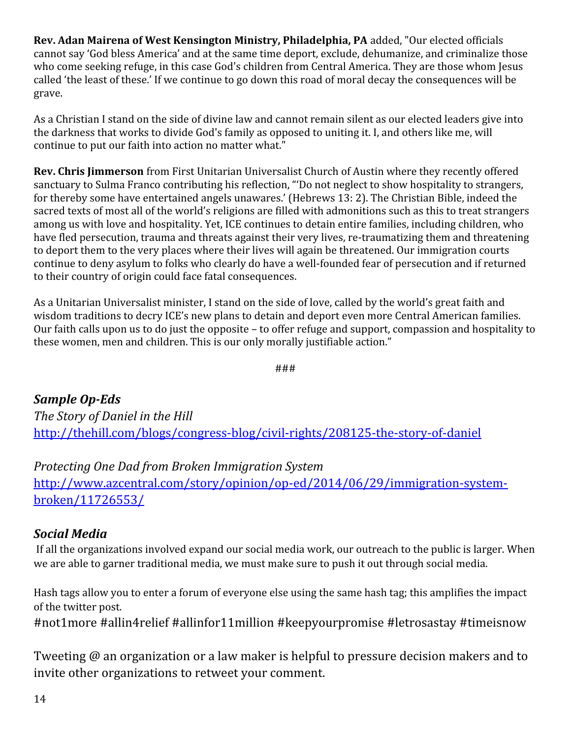**Rev. Adan Mairena of West Kensington Ministry, Philadelphia, PA** added, "Our elected officials cannot say 'God bless America' and at the same time deport, exclude, dehumanize, and criminalize those who come seeking refuge, in this case God's children from Central America. They are those whom Jesus called 'the least of these.' If we continue to go down this road of moral decay the consequences will be grave.

As a Christian I stand on the side of divine law and cannot remain silent as our elected leaders give into the darkness that works to divide God's family as opposed to uniting it. I, and others like me, will continue to put our faith into action no matter what."

**Rev. Chris Jimmerson** from First Unitarian Universalist Church of Austin where they recently offered sanctuary to Sulma Franco contributing his reflection, "'Do not neglect to show hospitality to strangers, for thereby some have entertained angels unawares.' (Hebrews 13: 2). The Christian Bible, indeed the sacred texts of most all of the world's religions are filled with admonitions such as this to treat strangers among us with love and hospitality. Yet, ICE continues to detain entire families, including children, who have fled persecution, trauma and threats against their very lives, re-traumatizing them and threatening to deport them to the very places where their lives will again be threatened. Our immigration courts continue to deny asylum to folks who clearly do have a well-founded fear of persecution and if returned to their country of origin could face fatal consequences.

As a Unitarian Universalist minister, I stand on the side of love, called by the world's great faith and wisdom traditions to decry ICE's new plans to detain and deport even more Central American families. Our faith calls upon us to do just the opposite – to offer refuge and support, compassion and hospitality to these women, men and children. This is our only morally justifiable action."

###

## *Sample Op-Eds*

*The Story of Daniel in the Hill*
http://thehill.com/blogs/congress-blog/civil-rights/208125-the-story-of-daniel

*Protecting One Dad from Broken Immigration System*
http://www.azcentral.com/story/opinion/op-ed/2014/06/29/immigration-system-broken/11726553/

## *Social Media*

If all the organizations involved expand our social media work, our outreach to the public is larger. When we are able to garner traditional media, we must make sure to push it out through social media.

Hash tags allow you to enter a forum of everyone else using the same hash tag; this amplifies the impact of the twitter post.
#not1more #allin4relief #allinfor11million #keepyourpromise #letrosastay #timeisnow

Tweeting @ an organization or a law maker is helpful to pressure decision makers and to invite other organizations to retweet your comment.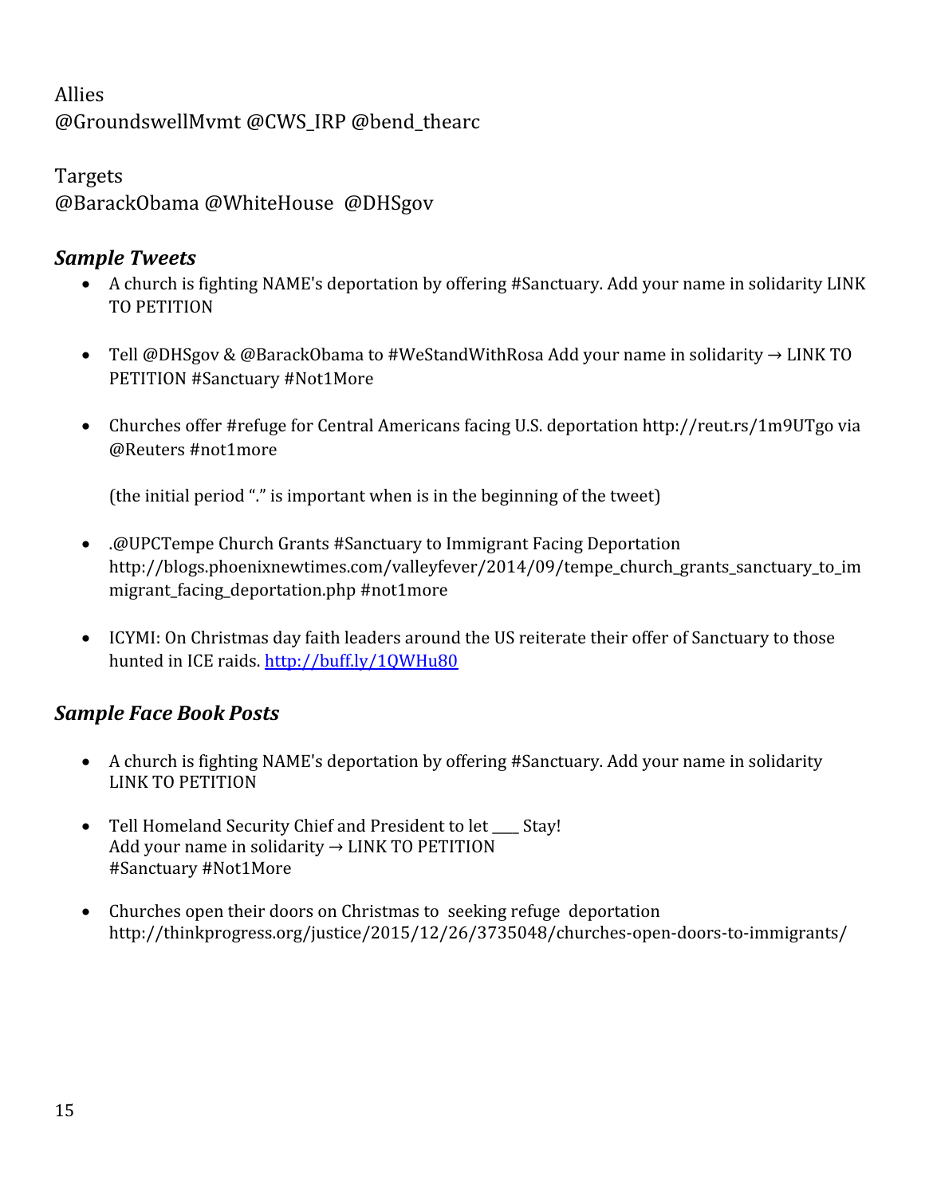Allies
@GroundswellMvmt @CWS_IRP @bend_thearc

Targets
@BarackObama @WhiteHouse @DHSgov

### *Sample Tweets*

- A church is fighting NAME's deportation by offering #Sanctuary. Add your name in solidarity LINK TO PETITION
- Tell @DHSgov & @BarackObama to #WeStandWithRosa Add your name in solidarity → LINK TO PETITION #Sanctuary #Not1More
- Churches offer #refuge for Central Americans facing U.S. deportation http://reut.rs/1m9UTgo via @Reuters #not1more

  (the initial period "." is important when is in the beginning of the tweet)

- .@UPCTempe Church Grants #Sanctuary to Immigrant Facing Deportation http://blogs.phoenixnewtimes.com/valleyfever/2014/09/tempe_church_grants_sanctuary_to_immigrant_facing_deportation.php #not1more
- ICYMI: On Christmas day faith leaders around the US reiterate their offer of Sanctuary to those hunted in ICE raids. [http://buff.ly/1QWHu80](http://buff.ly/1QWHu80)

### *Sample Face Book Posts*

- A church is fighting NAME's deportation by offering #Sanctuary. Add your name in solidarity LINK TO PETITION
- Tell Homeland Security Chief and President to let ____ Stay!
  Add your name in solidarity → LINK TO PETITION
  #Sanctuary #Not1More
- Churches open their doors on Christmas to seeking refuge deportation http://thinkprogress.org/justice/2015/12/26/3735048/churches-open-doors-to-immigrants/